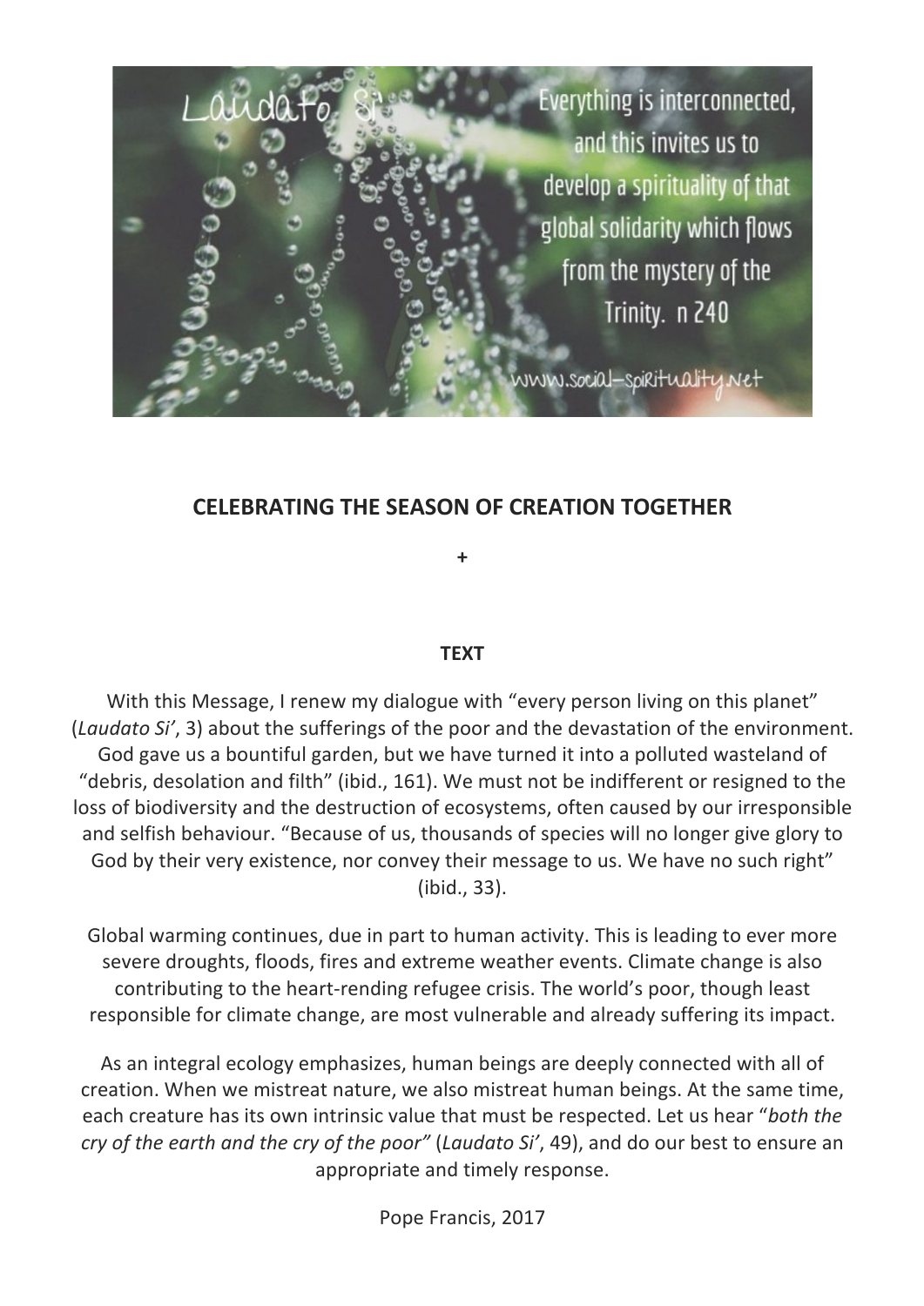Laudato Si'

Everything is interconnected, and this invites us to develop a spirituality of that global solidarity which flows from the mystery of the Trinity. n 240

www.social-spirituality.net

## CELEBRATING THE SEASON OF CREATION TOGETHER

+

### TEXT

With this Message, I renew my dialogue with "every person living on this planet" (*Laudato Si'*, 3) about the sufferings of the poor and the devastation of the environment. God gave us a bountiful garden, but we have turned it into a polluted wasteland of "debris, desolation and filth" (ibid., 161). We must not be indifferent or resigned to the loss of biodiversity and the destruction of ecosystems, often caused by our irresponsible and selfish behaviour. "Because of us, thousands of species will no longer give glory to God by their very existence, nor convey their message to us. We have no such right" (ibid., 33).

Global warming continues, due in part to human activity. This is leading to ever more severe droughts, floods, fires and extreme weather events. Climate change is also contributing to the heart-rending refugee crisis. The world's poor, though least responsible for climate change, are most vulnerable and already suffering its impact.

As an integral ecology emphasizes, human beings are deeply connected with all of creation. When we mistreat nature, we also mistreat human beings. At the same time, each creature has its own intrinsic value that must be respected. Let us hear "*both the cry of the earth and the cry of the poor"* (*Laudato Si'*, 49), and do our best to ensure an appropriate and timely response.

Pope Francis, 2017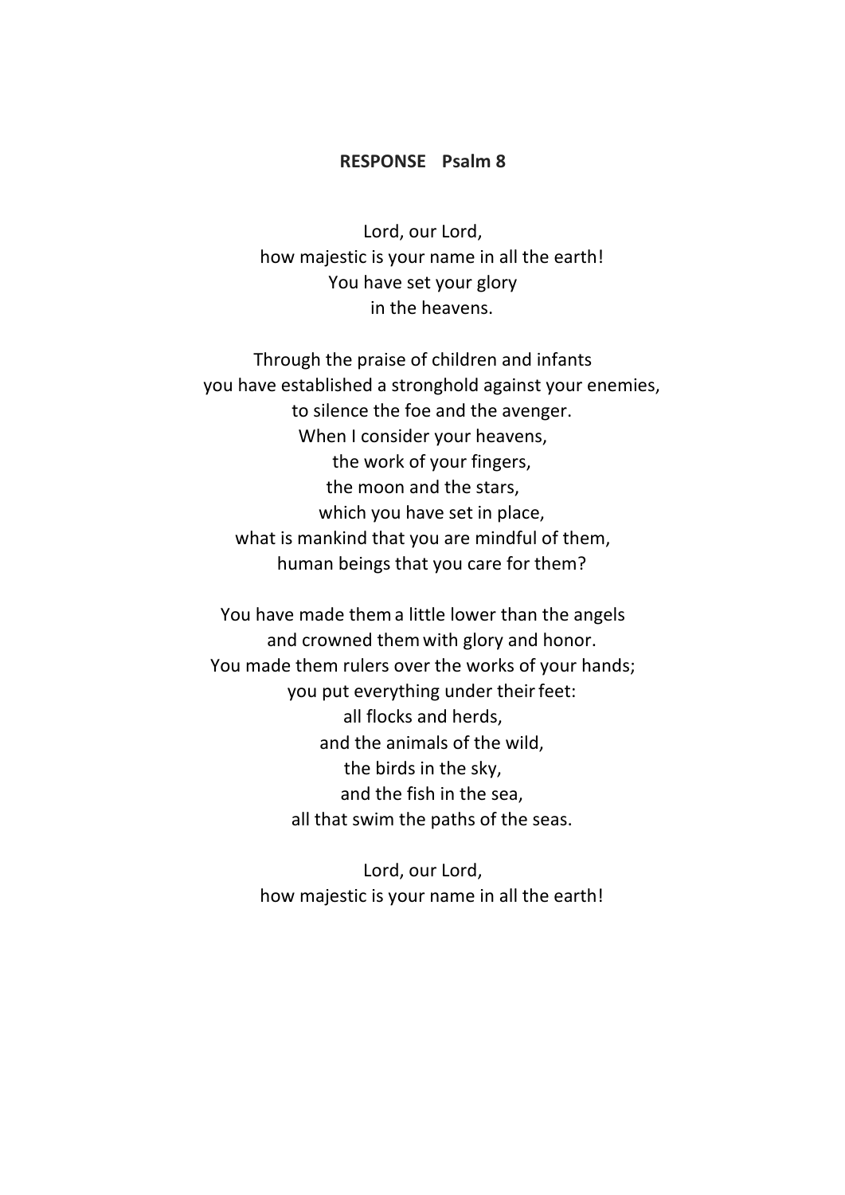**RESPONSE Psalm 8**

Lord, our Lord,
how majestic is your name in all the earth!
You have set your glory
in the heavens.

Through the praise of children and infants
you have established a stronghold against your enemies,
to silence the foe and the avenger.
When I consider your heavens,
the work of your fingers,
the moon and the stars,
which you have set in place,
what is mankind that you are mindful of them,
human beings that you care for them?

You have made them a little lower than the angels
and crowned them with glory and honor.
You made them rulers over the works of your hands;
you put everything under their feet:
all flocks and herds,
and the animals of the wild,
the birds in the sky,
and the fish in the sea,
all that swim the paths of the seas.

Lord, our Lord,
how majestic is your name in all the earth!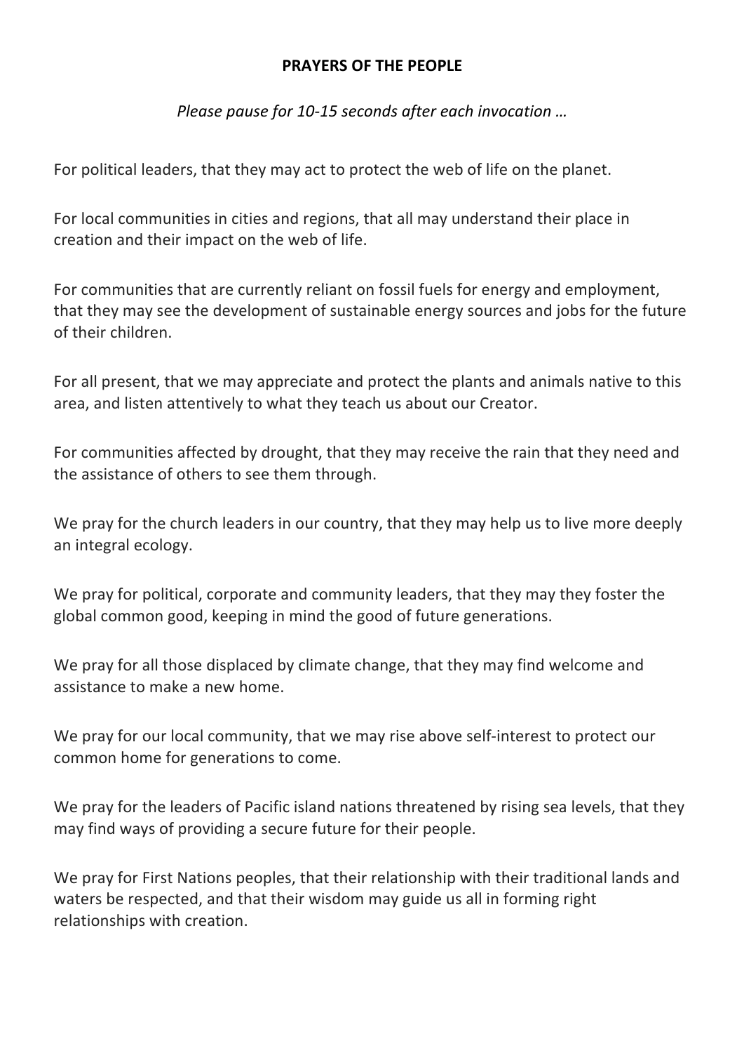**PRAYERS OF THE PEOPLE**

*Please pause for 10-15 seconds after each invocation …*

For political leaders, that they may act to protect the web of life on the planet.

For local communities in cities and regions, that all may understand their place in creation and their impact on the web of life.

For communities that are currently reliant on fossil fuels for energy and employment, that they may see the development of sustainable energy sources and jobs for the future of their children.

For all present, that we may appreciate and protect the plants and animals native to this area, and listen attentively to what they teach us about our Creator.

For communities affected by drought, that they may receive the rain that they need and the assistance of others to see them through.

We pray for the church leaders in our country, that they may help us to live more deeply an integral ecology.

We pray for political, corporate and community leaders, that they may they foster the global common good, keeping in mind the good of future generations.

We pray for all those displaced by climate change, that they may find welcome and assistance to make a new home.

We pray for our local community, that we may rise above self-interest to protect our common home for generations to come.

We pray for the leaders of Pacific island nations threatened by rising sea levels, that they may find ways of providing a secure future for their people.

We pray for First Nations peoples, that their relationship with their traditional lands and waters be respected, and that their wisdom may guide us all in forming right relationships with creation.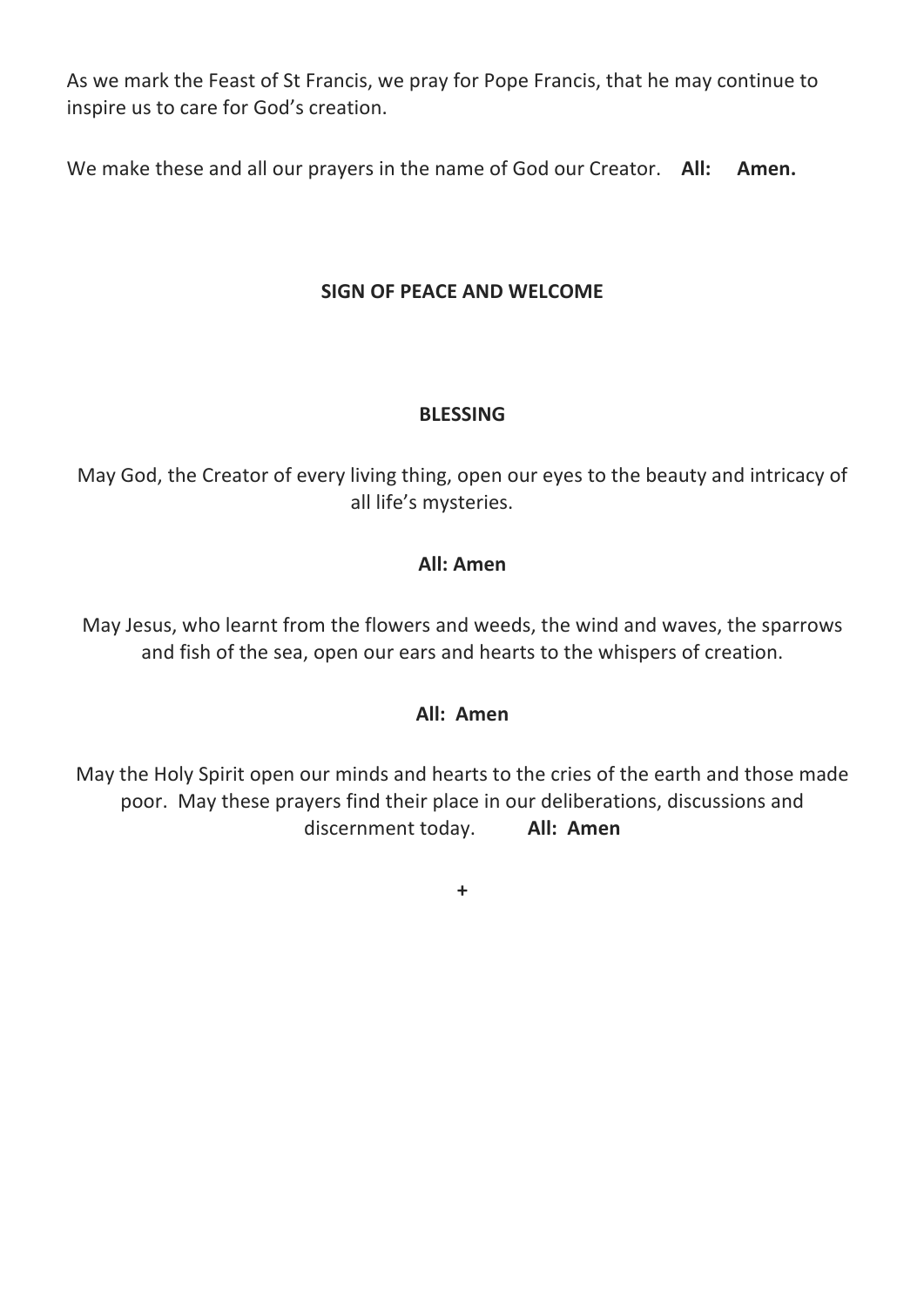As we mark the Feast of St Francis, we pray for Pope Francis, that he may continue to inspire us to care for God's creation.

We make these and all our prayers in the name of God our Creator. **All: Amen.**

## SIGN OF PEACE AND WELCOME

## BLESSING

May God, the Creator of every living thing, open our eyes to the beauty and intricacy of all life's mysteries.

**All: Amen**

May Jesus, who learnt from the flowers and weeds, the wind and waves, the sparrows and fish of the sea, open our ears and hearts to the whispers of creation.

**All: Amen**

May the Holy Spirit open our minds and hearts to the cries of the earth and those made poor. May these prayers find their place in our deliberations, discussions and discernment today. **All: Amen**

**+**